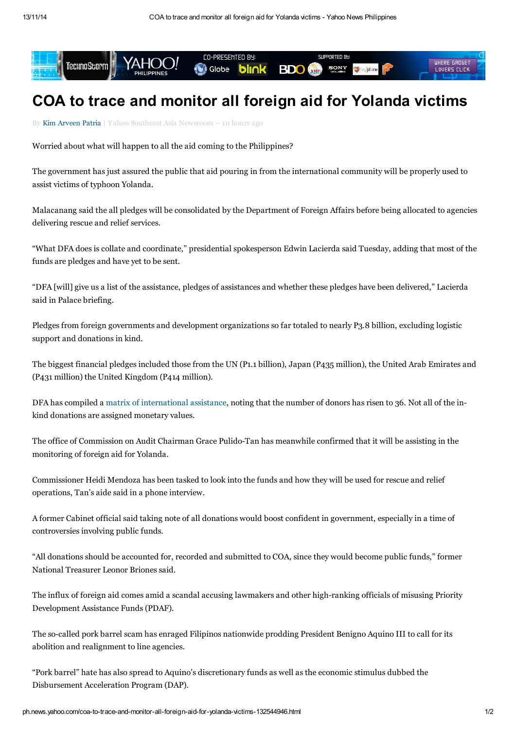# COA to trace and monitor all foreign aid for Yolanda victims

By Kim Arveen Patria | Yahoo Southeast Asia Newsroom – 10 hours ago

Worried about what will happen to all the aid coming to the Philippines?

The government has just assured the public that aid pouring in from the international community will be properly used to assist victims of typhoon Yolanda.

Malacanang said the all pledges will be consolidated by the Department of Foreign Affairs before being allocated to agencies delivering rescue and relief services.

“What DFA does is collate and coordinate,” presidential spokesperson Edwin Lacierda said Tuesday, adding that most of the funds are pledges and have yet to be sent.

“DFA [will] give us a list of the assistance, pledges of assistances and whether these pledges have been delivered,” Lacierda said in Palace briefing.

Pledges from foreign governments and development organizations so far totaled to nearly P3.8 billion, excluding logistic support and donations in kind.

The biggest financial pledges included those from the UN (P1.1 billion), Japan (P435 million), the United Arab Emirates and (P431 million) the United Kingdom (P414 million).

DFA has compiled a matrix of international assistance, noting that the number of donors has risen to 36. Not all of the in-kind donations are assigned monetary values.

The office of Commission on Audit Chairman Grace Pulido-Tan has meanwhile confirmed that it will be assisting in the monitoring of foreign aid for Yolanda.

Commissioner Heidi Mendoza has been tasked to look into the funds and how they will be used for rescue and relief operations, Tan’s aide said in a phone interview.

A former Cabinet official said taking note of all donations would boost confident in government, especially in a time of controversies involving public funds.

“All donations should be accounted for, recorded and submitted to COA, since they would become public funds,” former National Treasurer Leonor Briones said.

The influx of foreign aid comes amid a scandal accusing lawmakers and other high-ranking officials of misusing Priority Development Assistance Funds (PDAF).

The so-called pork barrel scam has enraged Filipinos nationwide prodding President Benigno Aquino III to call for its abolition and realignment to line agencies.

“Pork barrel” hate has also spread to Aquino’s discretionary funds as well as the economic stimulus dubbed the Disbursement Acceleration Program (DAP).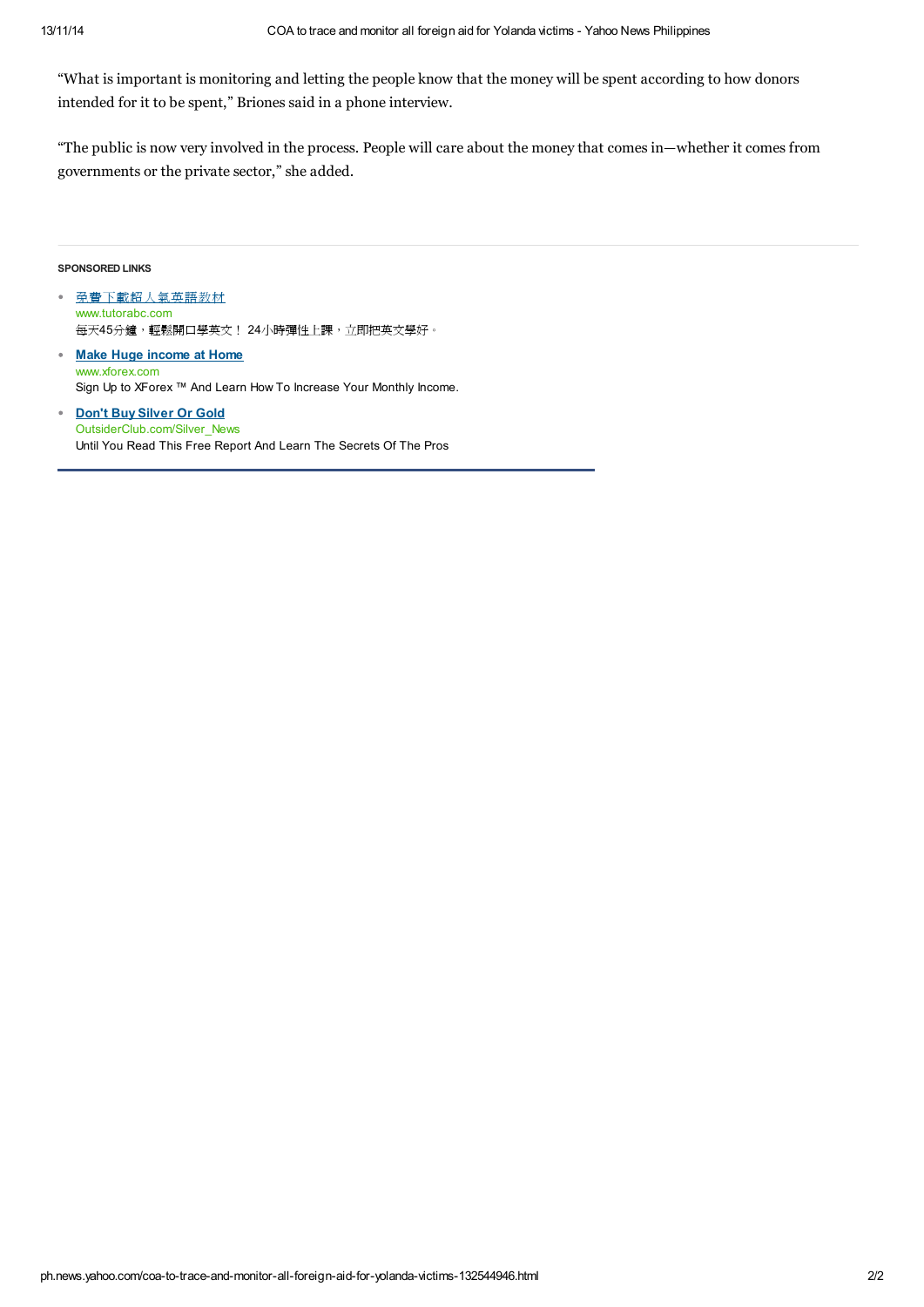"What is important is monitoring and letting the people know that the money will be spent according to how donors intended for it to be spent," Briones said in a phone interview.

"The public is now very involved in the process. People will care about the money that comes in—whether it comes from governments or the private sector," she added.

**SPONSORED LINKS**

- 免費下載超人氣英語教材
  www.tutorabc.com
  每天45分鐘，輕鬆開口學英文！ 24小時彈性上課，立即把英文學好。
- **Make Huge income at Home**
  www.xforex.com
  Sign Up to XForex ™ And Learn How To Increase Your Monthly Income.
- **Don't Buy Silver Or Gold**
  OutsiderClub.com/Silver_News
  Until You Read This Free Report And Learn The Secrets Of The Pros